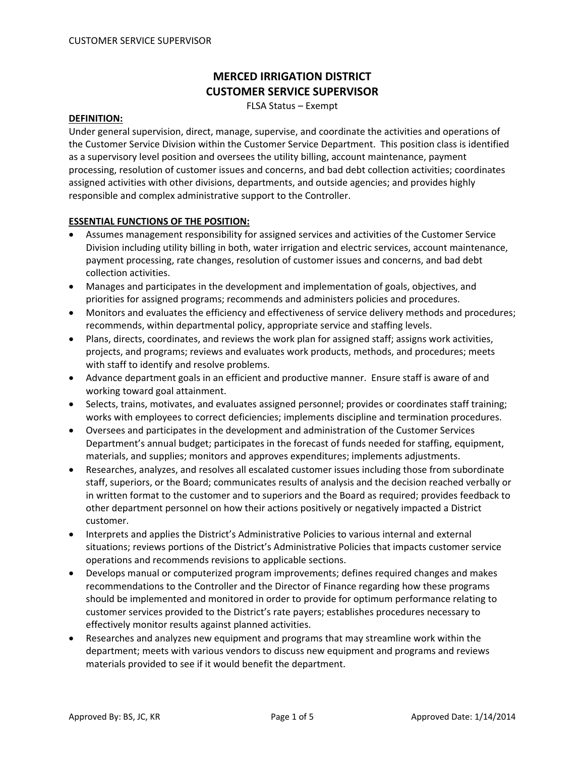# MERCED IRRIGATION DISTRICT
# CUSTOMER SERVICE SUPERVISOR

FLSA Status – Exempt

**DEFINITION:**

Under general supervision, direct, manage, supervise, and coordinate the activities and operations of the Customer Service Division within the Customer Service Department. This position class is identified as a supervisory level position and oversees the utility billing, account maintenance, payment processing, resolution of customer issues and concerns, and bad debt collection activities; coordinates assigned activities with other divisions, departments, and outside agencies; and provides highly responsible and complex administrative support to the Controller.

**ESSENTIAL FUNCTIONS OF THE POSITION:**

- Assumes management responsibility for assigned services and activities of the Customer Service Division including utility billing in both, water irrigation and electric services, account maintenance, payment processing, rate changes, resolution of customer issues and concerns, and bad debt collection activities.
- Manages and participates in the development and implementation of goals, objectives, and priorities for assigned programs; recommends and administers policies and procedures.
- Monitors and evaluates the efficiency and effectiveness of service delivery methods and procedures; recommends, within departmental policy, appropriate service and staffing levels.
- Plans, directs, coordinates, and reviews the work plan for assigned staff; assigns work activities, projects, and programs; reviews and evaluates work products, methods, and procedures; meets with staff to identify and resolve problems.
- Advance department goals in an efficient and productive manner. Ensure staff is aware of and working toward goal attainment.
- Selects, trains, motivates, and evaluates assigned personnel; provides or coordinates staff training; works with employees to correct deficiencies; implements discipline and termination procedures.
- Oversees and participates in the development and administration of the Customer Services Department's annual budget; participates in the forecast of funds needed for staffing, equipment, materials, and supplies; monitors and approves expenditures; implements adjustments.
- Researches, analyzes, and resolves all escalated customer issues including those from subordinate staff, superiors, or the Board; communicates results of analysis and the decision reached verbally or in written format to the customer and to superiors and the Board as required; provides feedback to other department personnel on how their actions positively or negatively impacted a District customer.
- Interprets and applies the District's Administrative Policies to various internal and external situations; reviews portions of the District's Administrative Policies that impacts customer service operations and recommends revisions to applicable sections.
- Develops manual or computerized program improvements; defines required changes and makes recommendations to the Controller and the Director of Finance regarding how these programs should be implemented and monitored in order to provide for optimum performance relating to customer services provided to the District's rate payers; establishes procedures necessary to effectively monitor results against planned activities.
- Researches and analyzes new equipment and programs that may streamline work within the department; meets with various vendors to discuss new equipment and programs and reviews materials provided to see if it would benefit the department.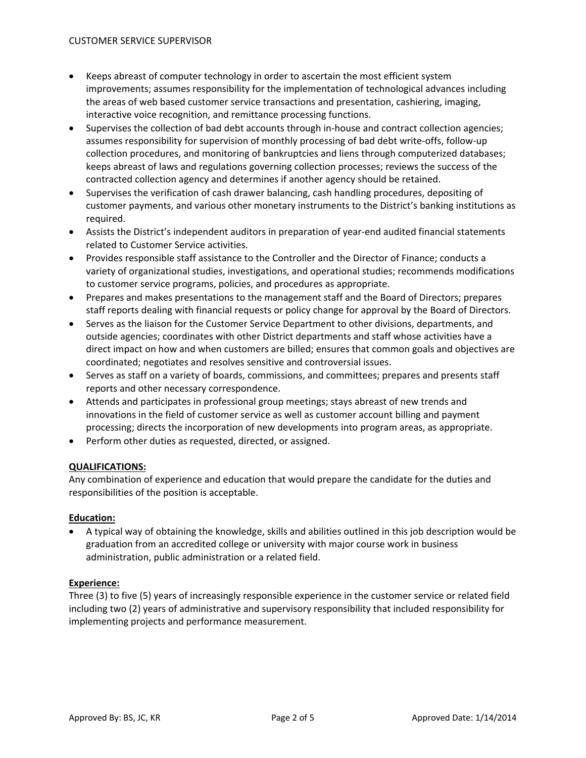- Keeps abreast of computer technology in order to ascertain the most efficient system improvements; assumes responsibility for the implementation of technological advances including the areas of web based customer service transactions and presentation, cashiering, imaging, interactive voice recognition, and remittance processing functions.
- Supervises the collection of bad debt accounts through in-house and contract collection agencies; assumes responsibility for supervision of monthly processing of bad debt write-offs, follow-up collection procedures, and monitoring of bankruptcies and liens through computerized databases; keeps abreast of laws and regulations governing collection processes; reviews the success of the contracted collection agency and determines if another agency should be retained.
- Supervises the verification of cash drawer balancing, cash handling procedures, depositing of customer payments, and various other monetary instruments to the District's banking institutions as required.
- Assists the District's independent auditors in preparation of year-end audited financial statements related to Customer Service activities.
- Provides responsible staff assistance to the Controller and the Director of Finance; conducts a variety of organizational studies, investigations, and operational studies; recommends modifications to customer service programs, policies, and procedures as appropriate.
- Prepares and makes presentations to the management staff and the Board of Directors; prepares staff reports dealing with financial requests or policy change for approval by the Board of Directors.
- Serves as the liaison for the Customer Service Department to other divisions, departments, and outside agencies; coordinates with other District departments and staff whose activities have a direct impact on how and when customers are billed; ensures that common goals and objectives are coordinated; negotiates and resolves sensitive and controversial issues.
- Serves as staff on a variety of boards, commissions, and committees; prepares and presents staff reports and other necessary correspondence.
- Attends and participates in professional group meetings; stays abreast of new trends and innovations in the field of customer service as well as customer account billing and payment processing; directs the incorporation of new developments into program areas, as appropriate.
- Perform other duties as requested, directed, or assigned.

**QUALIFICATIONS:**

Any combination of experience and education that would prepare the candidate for the duties and responsibilities of the position is acceptable.

**Education:**

- A typical way of obtaining the knowledge, skills and abilities outlined in this job description would be graduation from an accredited college or university with major course work in business administration, public administration or a related field.

**Experience:**

Three (3) to five (5) years of increasingly responsible experience in the customer service or related field including two (2) years of administrative and supervisory responsibility that included responsibility for implementing projects and performance measurement.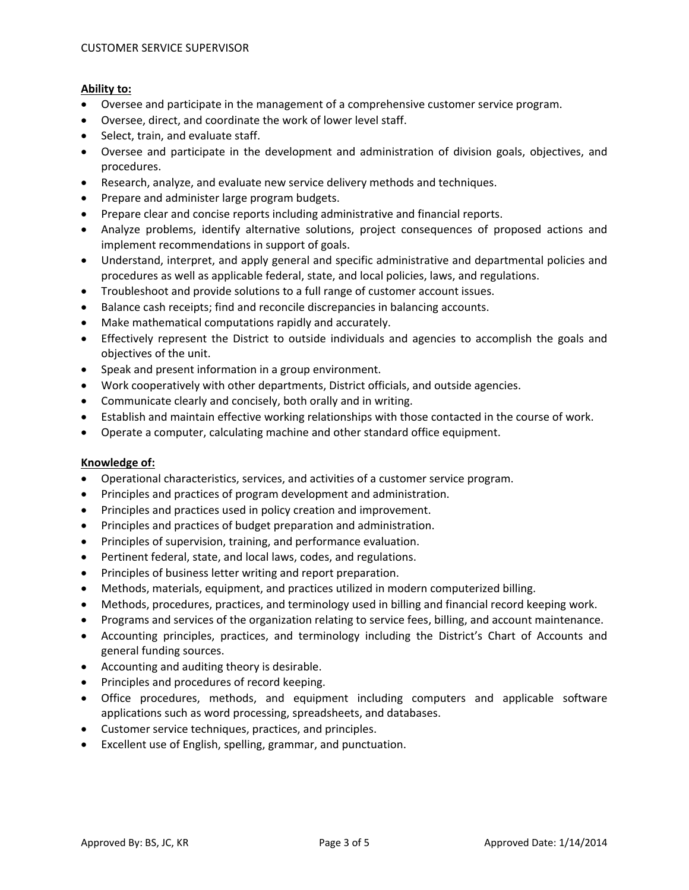**Ability to:**

- Oversee and participate in the management of a comprehensive customer service program.
- Oversee, direct, and coordinate the work of lower level staff.
- Select, train, and evaluate staff.
- Oversee and participate in the development and administration of division goals, objectives, and procedures.
- Research, analyze, and evaluate new service delivery methods and techniques.
- Prepare and administer large program budgets.
- Prepare clear and concise reports including administrative and financial reports.
- Analyze problems, identify alternative solutions, project consequences of proposed actions and implement recommendations in support of goals.
- Understand, interpret, and apply general and specific administrative and departmental policies and procedures as well as applicable federal, state, and local policies, laws, and regulations.
- Troubleshoot and provide solutions to a full range of customer account issues.
- Balance cash receipts; find and reconcile discrepancies in balancing accounts.
- Make mathematical computations rapidly and accurately.
- Effectively represent the District to outside individuals and agencies to accomplish the goals and objectives of the unit.
- Speak and present information in a group environment.
- Work cooperatively with other departments, District officials, and outside agencies.
- Communicate clearly and concisely, both orally and in writing.
- Establish and maintain effective working relationships with those contacted in the course of work.
- Operate a computer, calculating machine and other standard office equipment.

**Knowledge of:**

- Operational characteristics, services, and activities of a customer service program.
- Principles and practices of program development and administration.
- Principles and practices used in policy creation and improvement.
- Principles and practices of budget preparation and administration.
- Principles of supervision, training, and performance evaluation.
- Pertinent federal, state, and local laws, codes, and regulations.
- Principles of business letter writing and report preparation.
- Methods, materials, equipment, and practices utilized in modern computerized billing.
- Methods, procedures, practices, and terminology used in billing and financial record keeping work.
- Programs and services of the organization relating to service fees, billing, and account maintenance.
- Accounting principles, practices, and terminology including the District's Chart of Accounts and general funding sources.
- Accounting and auditing theory is desirable.
- Principles and procedures of record keeping.
- Office procedures, methods, and equipment including computers and applicable software applications such as word processing, spreadsheets, and databases.
- Customer service techniques, practices, and principles.
- Excellent use of English, spelling, grammar, and punctuation.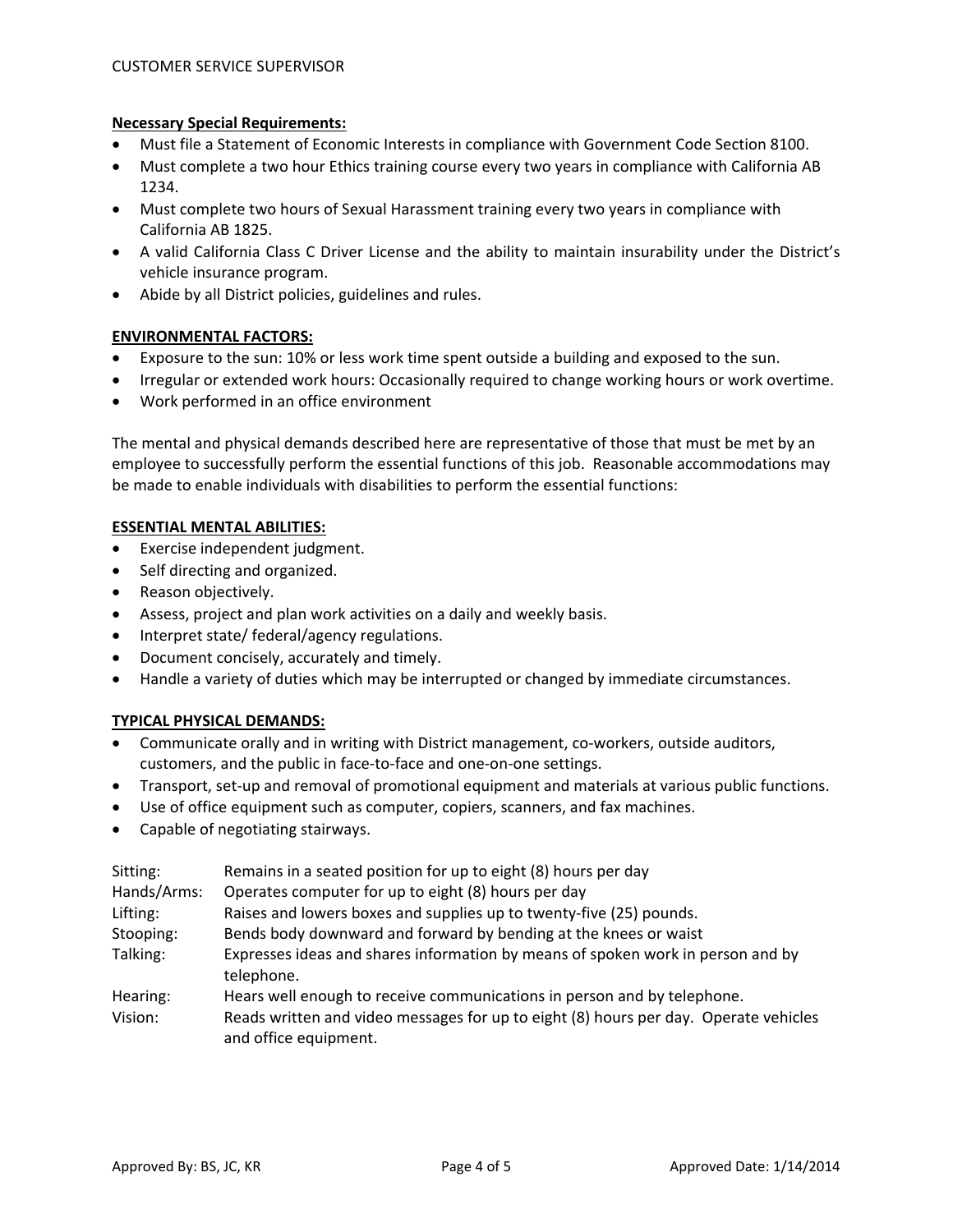**Necessary Special Requirements:**

- Must file a Statement of Economic Interests in compliance with Government Code Section 8100.
- Must complete a two hour Ethics training course every two years in compliance with California AB 1234.
- Must complete two hours of Sexual Harassment training every two years in compliance with California AB 1825.
- A valid California Class C Driver License and the ability to maintain insurability under the District's vehicle insurance program.
- Abide by all District policies, guidelines and rules.

**ENVIRONMENTAL FACTORS:**

- Exposure to the sun: 10% or less work time spent outside a building and exposed to the sun.
- Irregular or extended work hours: Occasionally required to change working hours or work overtime.
- Work performed in an office environment

The mental and physical demands described here are representative of those that must be met by an employee to successfully perform the essential functions of this job. Reasonable accommodations may be made to enable individuals with disabilities to perform the essential functions:

**ESSENTIAL MENTAL ABILITIES:**

- Exercise independent judgment.
- Self directing and organized.
- Reason objectively.
- Assess, project and plan work activities on a daily and weekly basis.
- Interpret state/ federal/agency regulations.
- Document concisely, accurately and timely.
- Handle a variety of duties which may be interrupted or changed by immediate circumstances.

**TYPICAL PHYSICAL DEMANDS:**

- Communicate orally and in writing with District management, co-workers, outside auditors, customers, and the public in face-to-face and one-on-one settings.
- Transport, set-up and removal of promotional equipment and materials at various public functions.
- Use of office equipment such as computer, copiers, scanners, and fax machines.
- Capable of negotiating stairways.

| | |
|---|---|
| Sitting: | Remains in a seated position for up to eight (8) hours per day |
| Hands/Arms: | Operates computer for up to eight (8) hours per day |
| Lifting: | Raises and lowers boxes and supplies up to twenty-five (25) pounds. |
| Stooping: | Bends body downward and forward by bending at the knees or waist |
| Talking: | Expresses ideas and shares information by means of spoken work in person and by telephone. |
| Hearing: | Hears well enough to receive communications in person and by telephone. |
| Vision: | Reads written and video messages for up to eight (8) hours per day. Operate vehicles and office equipment. |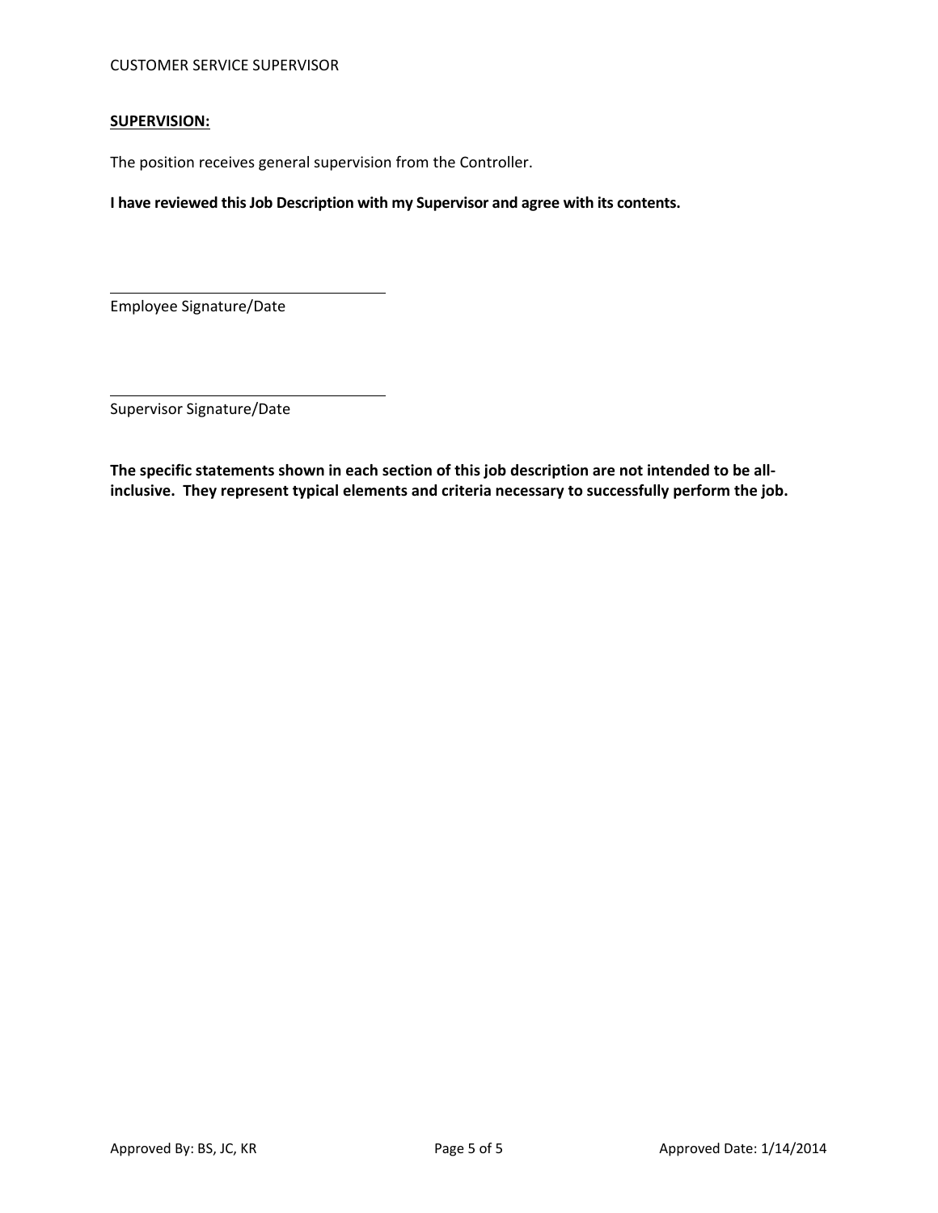**SUPERVISION:**

The position receives general supervision from the Controller.

**I have reviewed this Job Description with my Supervisor and agree with its contents.**

\_\_\_\_\_\_\_\_\_\_\_\_\_\_\_\_\_\_\_\_\_\_\_\_\_\_\_\_\_\_\_\_\_\_\_\_

Employee Signature/Date

\_\_\_\_\_\_\_\_\_\_\_\_\_\_\_\_\_\_\_\_\_\_\_\_\_\_\_\_\_\_\_\_\_\_\_\_

Supervisor Signature/Date

**The specific statements shown in each section of this job description are not intended to be all-inclusive. They represent typical elements and criteria necessary to successfully perform the job.**

Approved By: BS, JC, KR

Approved Date: 1/14/2014